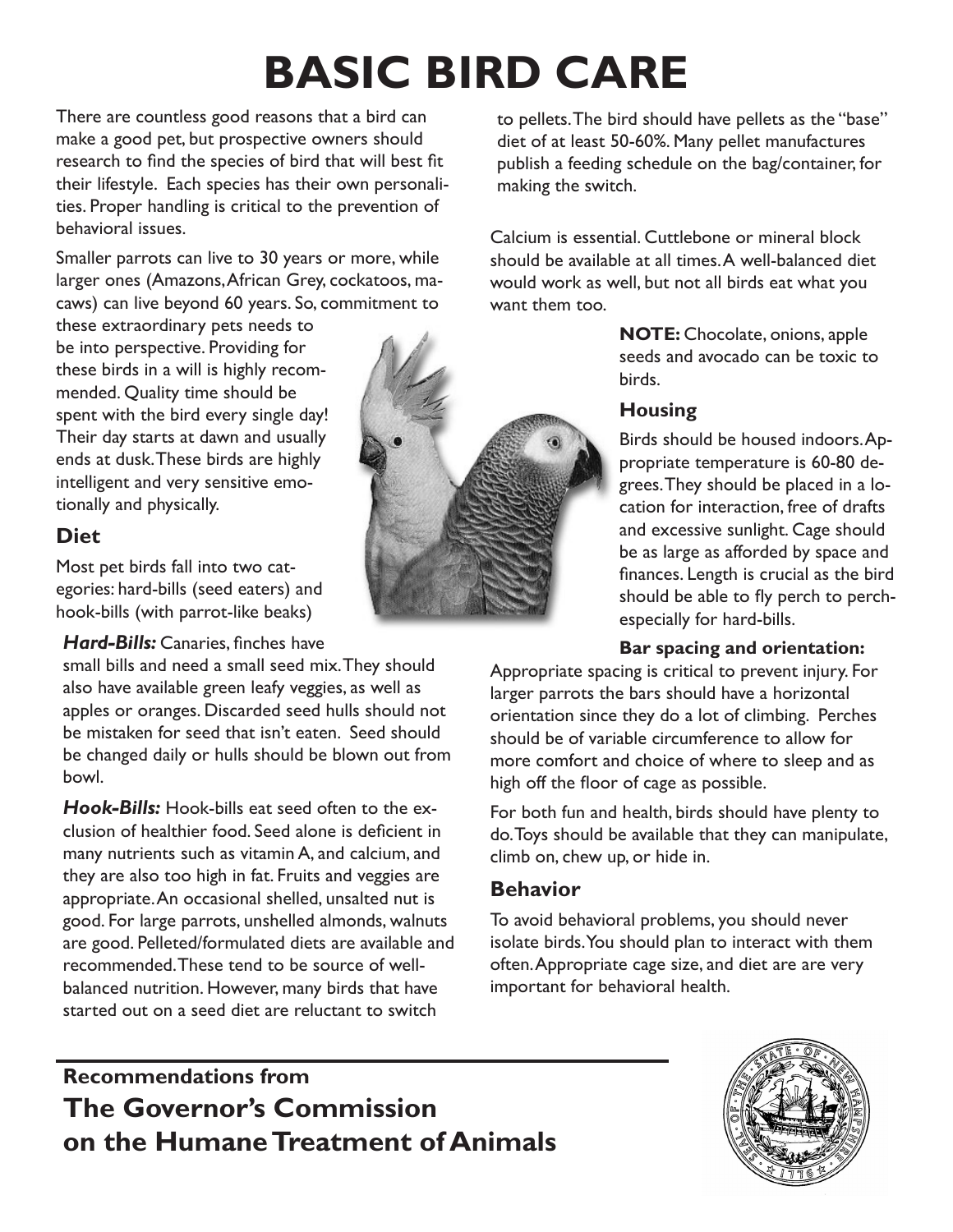# BASIC BIRD CARE

There are countless good reasons that a bird can make a good pet, but prospective owners should research to find the species of bird that will best fit their lifestyle. Each species has their own personalities. Proper handling is critical to the prevention of behavioral issues.

Smaller parrots can live to 30 years or more, while larger ones (Amazons, African Grey, cockatoos, macaws) can live beyond 60 years. So, commitment to these extraordinary pets needs to be into perspective. Providing for these birds in a will is highly recommended. Quality time should be spent with the bird every single day! Their day starts at dawn and usually ends at dusk. These birds are highly intelligent and very sensitive emotionally and physically.

## Diet

Most pet birds fall into two categories: hard-bills (seed eaters) and hook-bills (with parrot-like beaks)

***Hard-Bills:*** Canaries, finches have small bills and need a small seed mix. They should also have available green leafy veggies, as well as apples or oranges. Discarded seed hulls should not be mistaken for seed that isn't eaten. Seed should be changed daily or hulls should be blown out from bowl.

***Hook-Bills:*** Hook-bills eat seed often to the exclusion of healthier food. Seed alone is deficient in many nutrients such as vitamin A, and calcium, and they are also too high in fat. Fruits and veggies are appropriate. An occasional shelled, unsalted nut is good. For large parrots, unshelled almonds, walnuts are good. Pelleted/formulated diets are available and recommended. These tend to be source of well-balanced nutrition. However, many birds that have started out on a seed diet are reluctant to switch to pellets. The bird should have pellets as the "base" diet of at least 50-60%. Many pellet manufactures publish a feeding schedule on the bag/container, for making the switch.

Calcium is essential. Cuttlebone or mineral block should be available at all times. A well-balanced diet would work as well, but not all birds eat what you want them too.

**NOTE:** Chocolate, onions, apple seeds and avocado can be toxic to birds.

## Housing

Birds should be housed indoors. Appropriate temperature is 60-80 degrees. They should be placed in a location for interaction, free of drafts and excessive sunlight. Cage should be as large as afforded by space and finances. Length is crucial as the bird should be able to fly perch to perch-especially for hard-bills.

**Bar spacing and orientation:**
Appropriate spacing is critical to prevent injury. For larger parrots the bars should have a horizontal orientation since they do a lot of climbing. Perches should be of variable circumference to allow for more comfort and choice of where to sleep and as high off the floor of cage as possible.

For both fun and health, birds should have plenty to do. Toys should be available that they can manipulate, climb on, chew up, or hide in.

## Behavior

To avoid behavioral problems, you should never isolate birds. You should plan to interact with them often. Appropriate cage size, and diet are are very important for behavioral health.

---

**Recommendations from**
**The Governor's Commission on the Humane Treatment of Animals**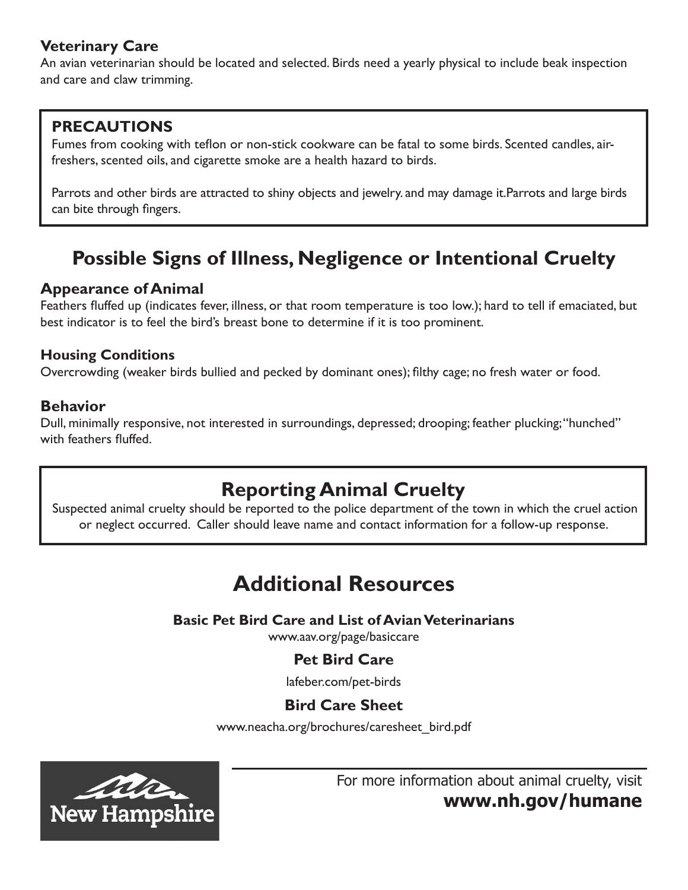### Veterinary Care

An avian veterinarian should be located and selected. Birds need a yearly physical to include beak inspection and care and claw trimming.

#### PRECAUTIONS

Fumes from cooking with teflon or non-stick cookware can be fatal to some birds. Scented candles, air-freshers, scented oils, and cigarette smoke are a health hazard to birds.

Parrots and other birds are attracted to shiny objects and jewelry. and may damage it.Parrots and large birds can bite through fingers.

## Possible Signs of Illness, Negligence or Intentional Cruelty

### Appearance of Animal

Feathers fluffed up (indicates fever, illness, or that room temperature is too low.); hard to tell if emaciated, but best indicator is to feel the bird's breast bone to determine if it is too prominent.

### Housing Conditions

Overcrowding (weaker birds bullied and pecked by dominant ones); filthy cage; no fresh water or food.

### Behavior

Dull, minimally responsive, not interested in surroundings, depressed; drooping; feather plucking; "hunched" with feathers fluffed.

## Reporting Animal Cruelty

Suspected animal cruelty should be reported to the police department of the town in which the cruel action or neglect occurred. Caller should leave name and contact information for a follow-up response.

## Additional Resources

**Basic Pet Bird Care and List of Avian Veterinarians**

www.aav.org/page/basiccare

**Pet Bird Care**

lafeber.com/pet-birds

**Bird Care Sheet**

www.neacha.org/brochures/caresheet_bird.pdf

New Hampshire

For more information about animal cruelty, visit **www.nh.gov/humane**